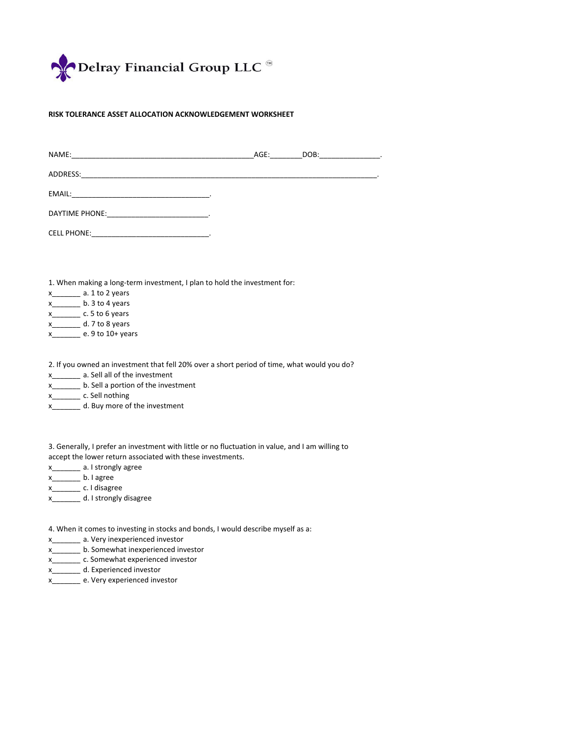Delray Financial Group LLC ™

**RISK TOLERANCE ASSET ALLOCATION ACKNOWLEDGEMENT WORKSHEET**

NAME:_____________________________________________AGE:________DOB:_______________.

ADDRESS:__________________________________________________________________________.

EMAIL:__________________________________.

DAYTIME PHONE:_________________________.

CELL PHONE:_____________________________.

1. When making a long-term investment, I plan to hold the investment for:

x_______ a. 1 to 2 years
x_______ b. 3 to 4 years
x_______ c. 5 to 6 years
x_______ d. 7 to 8 years
x_______ e. 9 to 10+ years

2. If you owned an investment that fell 20% over a short period of time, what would you do?

x_______ a. Sell all of the investment
x_______ b. Sell a portion of the investment
x_______ c. Sell nothing
x_______ d. Buy more of the investment

3. Generally, I prefer an investment with little or no fluctuation in value, and I am willing to accept the lower return associated with these investments.

x_______ a. I strongly agree
x_______ b. I agree
x_______ c. I disagree
x_______ d. I strongly disagree

4. When it comes to investing in stocks and bonds, I would describe myself as a:

x_______ a. Very inexperienced investor
x_______ b. Somewhat inexperienced investor
x_______ c. Somewhat experienced investor
x_______ d. Experienced investor
x_______ e. Very experienced investor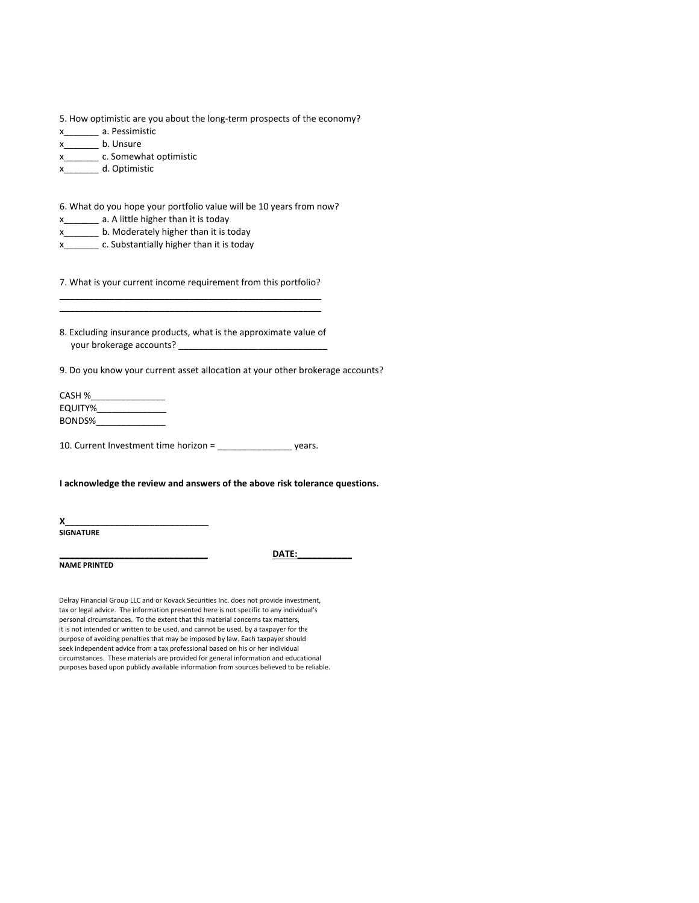5. How optimistic are you about the long-term prospects of the economy?
x_______ a. Pessimistic
x_______ b. Unsure
x_______ c. Somewhat optimistic
x_______ d. Optimistic

6. What do you hope your portfolio value will be 10 years from now?
x_______ a. A little higher than it is today
x_______ b. Moderately higher than it is today
x_______ c. Substantially higher than it is today

7. What is your current income requirement from this portfolio?
_______________________________________________________
_______________________________________________________

8. Excluding insurance products, what is the approximate value of
your brokerage accounts? ______________________________

9. Do you know your current asset allocation at your other brokerage accounts?

CASH %_______________
EQUITY%______________
BONDS%______________

10. Current Investment time horizon = _______________ years.

**I acknowledge the review and answers of the above risk tolerance questions.**

**X______________________________**
**SIGNATURE**

**______________________________** **DATE:___________**
**NAME PRINTED**

Delray Financial Group LLC and or Kovack Securities Inc. does not provide investment, tax or legal advice. The information presented here is not specific to any individual's personal circumstances. To the extent that this material concerns tax matters, it is not intended or written to be used, and cannot be used, by a taxpayer for the purpose of avoiding penalties that may be imposed by law. Each taxpayer should seek independent advice from a tax professional based on his or her individual circumstances. These materials are provided for general information and educational purposes based upon publicly available information from sources believed to be reliable.